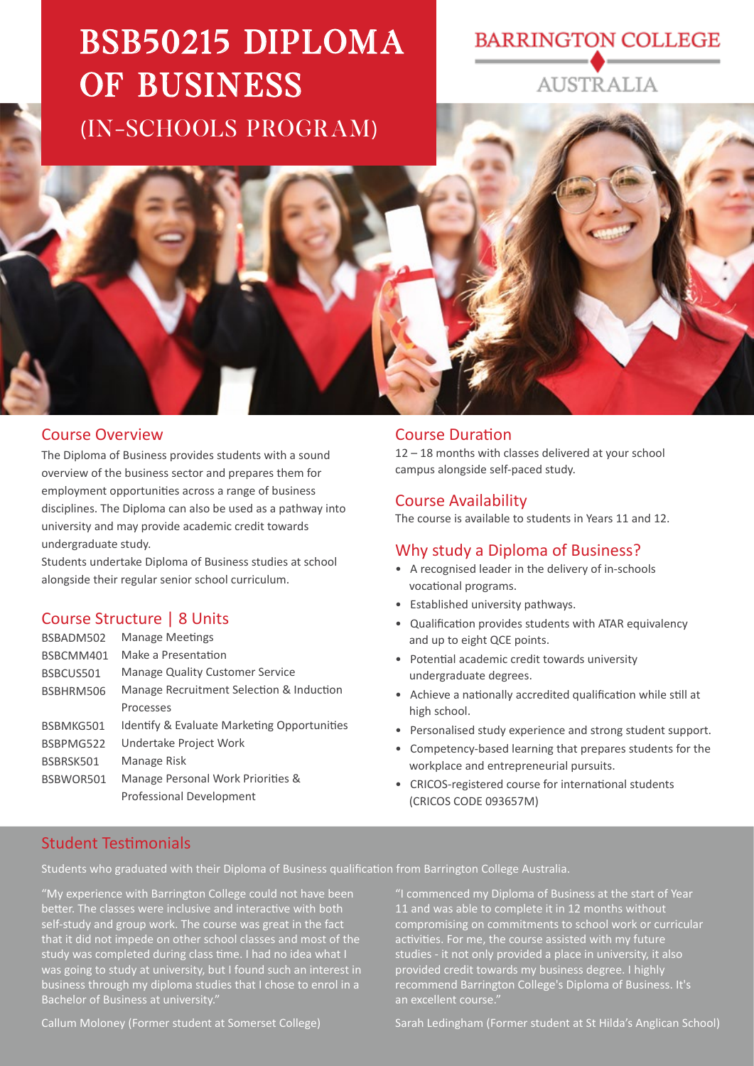# BSB50215 DIPLOMA OF BUSINESS

## (IN-SCHOOLS PROGRAM)

BARRINGTON COLLEGE AUSTRALIA

## Course Overview

The Diploma of Business provides students with a sound overview of the business sector and prepares them for employment opportunities across a range of business disciplines. The Diploma can also be used as a pathway into university and may provide academic credit towards undergraduate study.

Students undertake Diploma of Business studies at school alongside their regular senior school curriculum.

## Course Structure | 8 Units

| | |
|---|---|
| BSBADM502 | Manage Meetings |
| BSBCMM401 | Make a Presentation |
| BSBCUS501 | Manage Quality Customer Service |
| BSBHRM506 | Manage Recruitment Selection & Induction Processes |
| BSBMKG501 | Identify & Evaluate Marketing Opportunities |
| BSBPMG522 | Undertake Project Work |
| BSBRSK501 | Manage Risk |
| BSBWOR501 | Manage Personal Work Priorities & Professional Development |

## Course Duration

12 – 18 months with classes delivered at your school campus alongside self-paced study.

## Course Availability

The course is available to students in Years 11 and 12.

## Why study a Diploma of Business?

- A recognised leader in the delivery of in-schools vocational programs.
- Established university pathways.
- Qualification provides students with ATAR equivalency and up to eight QCE points.
- Potential academic credit towards university undergraduate degrees.
- Achieve a nationally accredited qualification while still at high school.
- Personalised study experience and strong student support.
- Competency-based learning that prepares students for the workplace and entrepreneurial pursuits.
- CRICOS-registered course for international students (CRICOS CODE 093657M)

## Student Testimonials

Students who graduated with their Diploma of Business qualification from Barrington College Australia.

"My experience with Barrington College could not have been better. The classes were inclusive and interactive with both self-study and group work. The course was great in the fact that it did not impede on other school classes and most of the study was completed during class time. I had no idea what I was going to study at university, but I found such an interest in business through my diploma studies that I chose to enrol in a Bachelor of Business at university."

Callum Moloney (Former student at Somerset College)

"I commenced my Diploma of Business at the start of Year 11 and was able to complete it in 12 months without compromising on commitments to school work or curricular activities. For me, the course assisted with my future studies - it not only provided a place in university, it also provided credit towards my business degree. I highly recommend Barrington College's Diploma of Business. It's an excellent course."

Sarah Ledingham (Former student at St Hilda's Anglican School)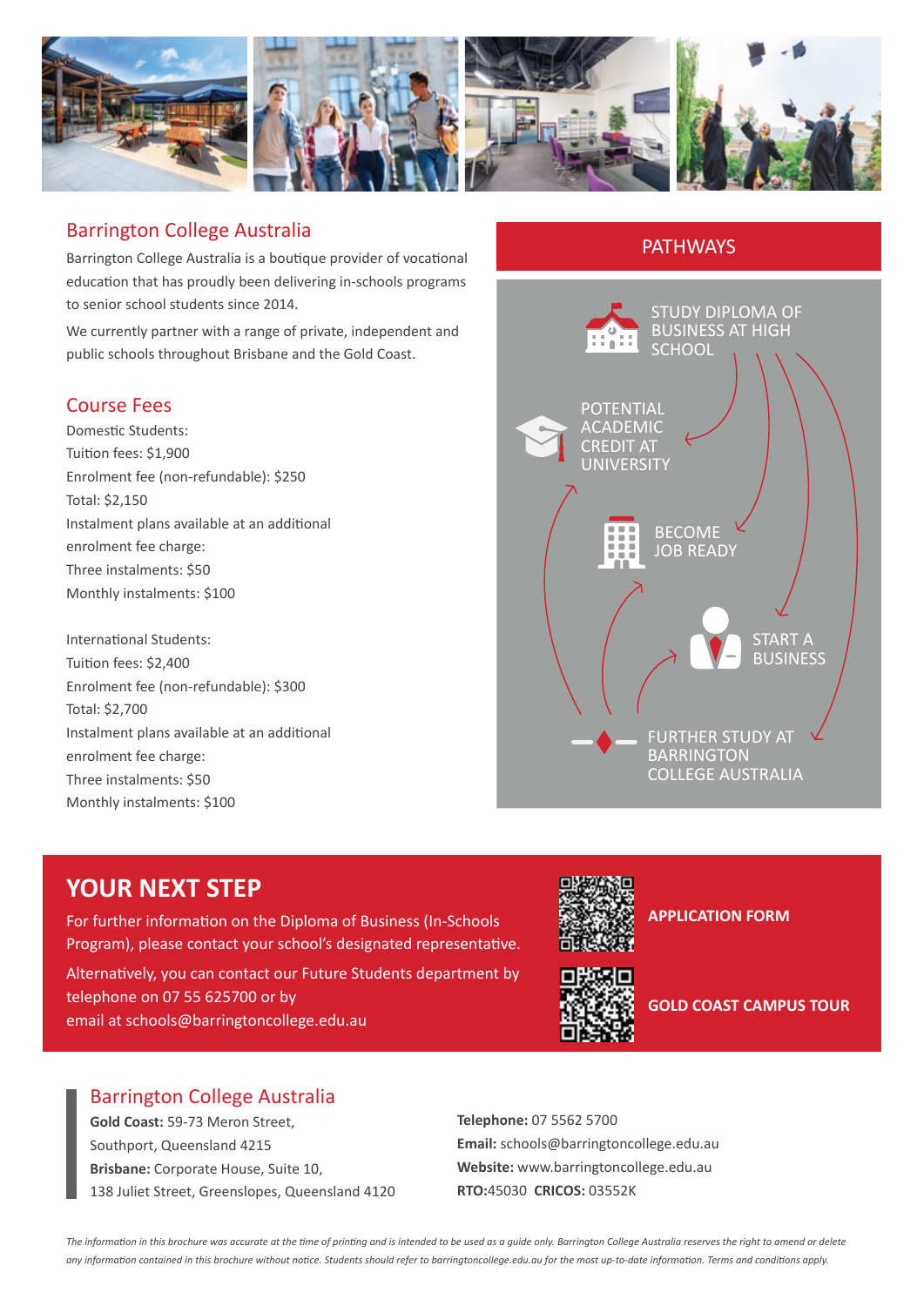## Barrington College Australia

Barrington College Australia is a boutique provider of vocational education that has proudly been delivering in-schools programs to senior school students since 2014.

We currently partner with a range of private, independent and public schools throughout Brisbane and the Gold Coast.

## Course Fees

Domestic Students:
Tuition fees: $1,900
Enrolment fee (non-refundable): $250
Total: $2,150
Instalment plans available at an additional enrolment fee charge:
Three instalments: $50
Monthly instalments: $100

International Students:
Tuition fees: $2,400
Enrolment fee (non-refundable): $300
Total: $2,700
Instalment plans available at an additional enrolment fee charge:
Three instalments: $50
Monthly instalments: $100

## PATHWAYS

STUDY DIPLOMA OF BUSINESS AT HIGH SCHOOL

POTENTIAL ACADEMIC CREDIT AT UNIVERSITY

BECOME JOB READY

START A BUSINESS

FURTHER STUDY AT BARRINGTON COLLEGE AUSTRALIA

## YOUR NEXT STEP

For further information on the Diploma of Business (In-Schools Program), please contact your school's designated representative.

Alternatively, you can contact our Future Students department by telephone on 07 55 625700 or by email at schools@barringtoncollege.edu.au

**APPLICATION FORM**

**GOLD COAST CAMPUS TOUR**

## Barrington College Australia

**Gold Coast:** 59-73 Meron Street, Southport, Queensland 4215
**Brisbane:** Corporate House, Suite 10, 138 Juliet Street, Greenslopes, Queensland 4120

**Telephone:** 07 5562 5700
**Email:** schools@barringtoncollege.edu.au
**Website:** www.barringtoncollege.edu.au
**RTO:**45030 **CRICOS:** 03552K

*The information in this brochure was accurate at the time of printing and is intended to be used as a guide only. Barrington College Australia reserves the right to amend or delete any information contained in this brochure without notice. Students should refer to barringtoncollege.edu.au for the most up-to-date information. Terms and conditions apply.*